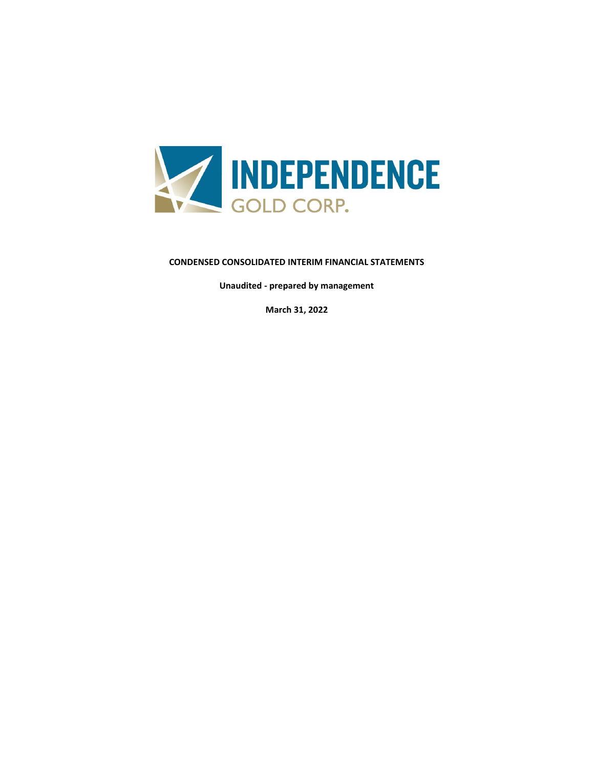INDEPENDENCE GOLD CORP.

**CONDENSED CONSOLIDATED INTERIM FINANCIAL STATEMENTS**

**Unaudited - prepared by management**

**March 31, 2022**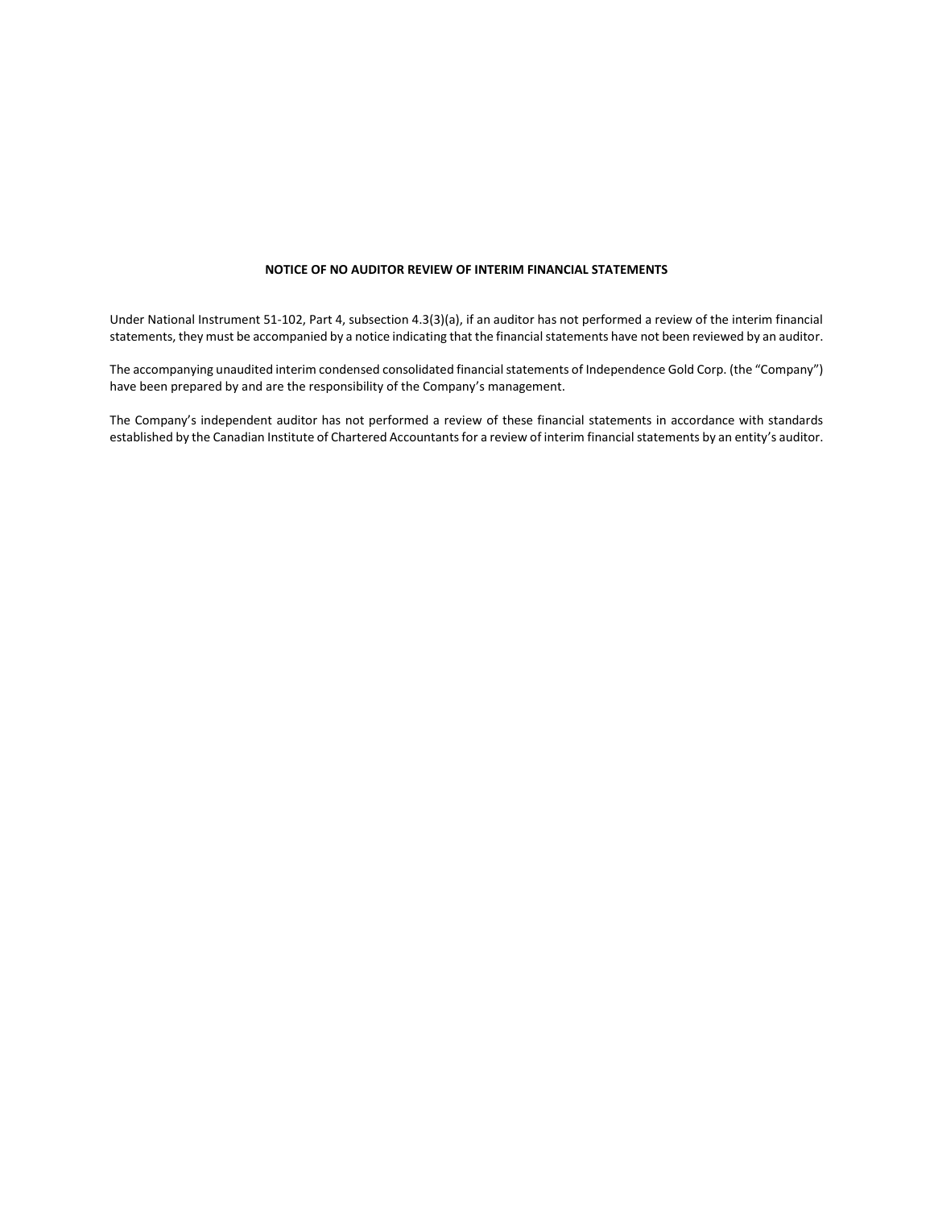**NOTICE OF NO AUDITOR REVIEW OF INTERIM FINANCIAL STATEMENTS**

Under National Instrument 51-102, Part 4, subsection 4.3(3)(a), if an auditor has not performed a review of the interim financial statements, they must be accompanied by a notice indicating that the financial statements have not been reviewed by an auditor.

The accompanying unaudited interim condensed consolidated financial statements of Independence Gold Corp. (the "Company") have been prepared by and are the responsibility of the Company's management.

The Company's independent auditor has not performed a review of these financial statements in accordance with standards established by the Canadian Institute of Chartered Accountants for a review of interim financial statements by an entity's auditor.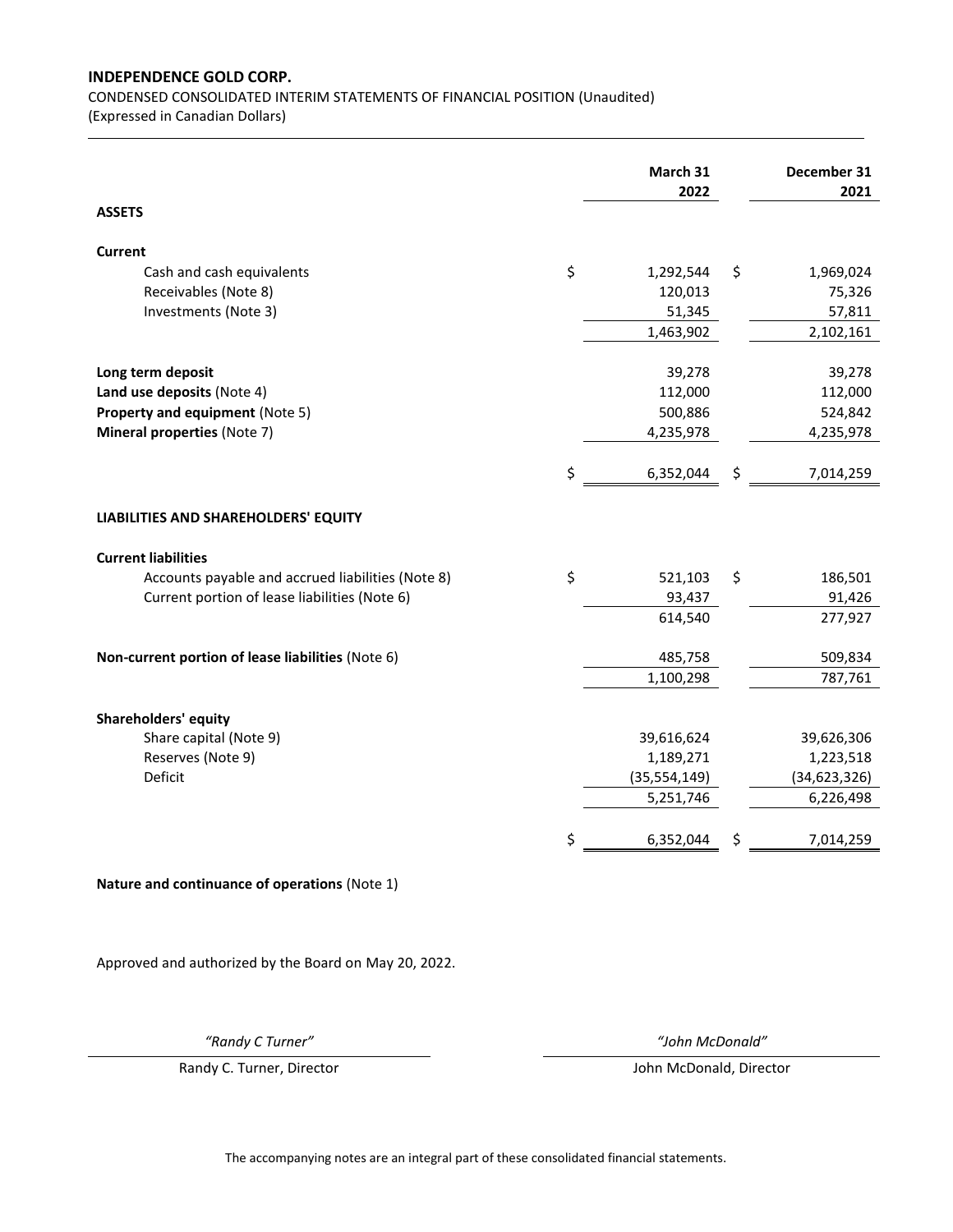**INDEPENDENCE GOLD CORP.**

CONDENSED CONSOLIDATED INTERIM STATEMENTS OF FINANCIAL POSITION (Unaudited)
(Expressed in Canadian Dollars)

| | March 31 2022 | December 31 2021 |
|---|---|---|
| **ASSETS** | | |
| **Current** | | |
| Cash and cash equivalents | $ 1,292,544 | $ 1,969,024 |
| Receivables (Note 8) | 120,013 | 75,326 |
| Investments (Note 3) | 51,345 | 57,811 |
| | 1,463,902 | 2,102,161 |
| **Long term deposit** | 39,278 | 39,278 |
| **Land use deposits** (Note 4) | 112,000 | 112,000 |
| **Property and equipment** (Note 5) | 500,886 | 524,842 |
| **Mineral properties** (Note 7) | 4,235,978 | 4,235,978 |
| | $ 6,352,044 | $ 7,014,259 |
| **LIABILITIES AND SHAREHOLDERS' EQUITY** | | |
| **Current liabilities** | | |
| Accounts payable and accrued liabilities (Note 8) | $ 521,103 | $ 186,501 |
| Current portion of lease liabilities (Note 6) | 93,437 | 91,426 |
| | 614,540 | 277,927 |
| **Non-current portion of lease liabilities** (Note 6) | 485,758 | 509,834 |
| | 1,100,298 | 787,761 |
| **Shareholders' equity** | | |
| Share capital (Note 9) | 39,616,624 | 39,626,306 |
| Reserves (Note 9) | 1,189,271 | 1,223,518 |
| Deficit | (35,554,149) | (34,623,326) |
| | 5,251,746 | 6,226,498 |
| | $ 6,352,044 | $ 7,014,259 |

**Nature and continuance of operations** (Note 1)

Approved and authorized by the Board on May 20, 2022.

| *"Randy C Turner"* | *"John McDonald"* |
|---|---|
| Randy C. Turner, Director | John McDonald, Director |

The accompanying notes are an integral part of these consolidated financial statements.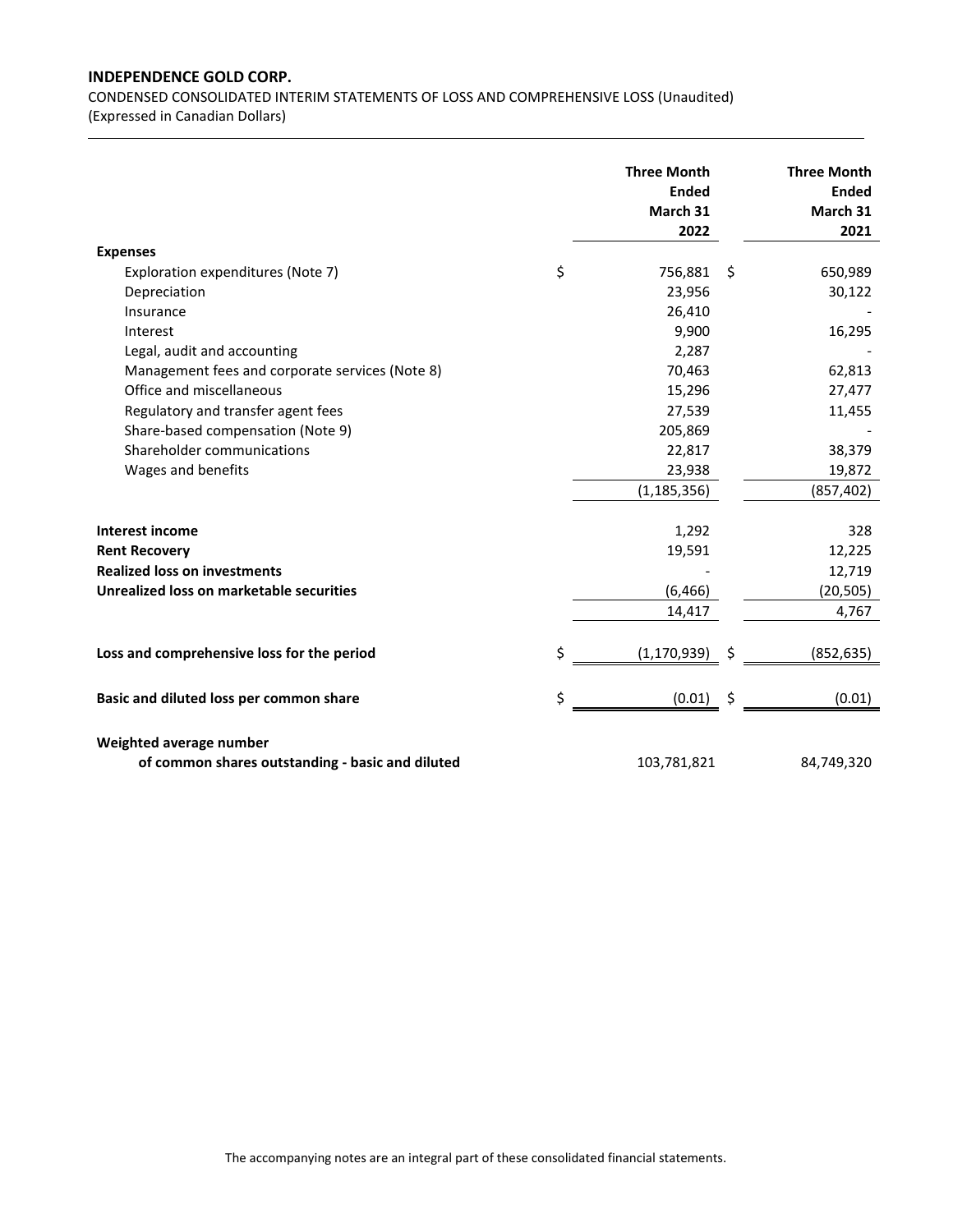**INDEPENDENCE GOLD CORP.**

CONDENSED CONSOLIDATED INTERIM STATEMENTS OF LOSS AND COMPREHENSIVE LOSS (Unaudited)
(Expressed in Canadian Dollars)

| | Three Month Ended March 31 2022 | Three Month Ended March 31 2021 |
|---|---|---|
| **Expenses** | | |
| Exploration expenditures (Note 7) | $ 756,881 | $ 650,989 |
| Depreciation | 23,956 | 30,122 |
| Insurance | 26,410 | - |
| Interest | 9,900 | 16,295 |
| Legal, audit and accounting | 2,287 | - |
| Management fees and corporate services (Note 8) | 70,463 | 62,813 |
| Office and miscellaneous | 15,296 | 27,477 |
| Regulatory and transfer agent fees | 27,539 | 11,455 |
| Share-based compensation (Note 9) | 205,869 | - |
| Shareholder communications | 22,817 | 38,379 |
| Wages and benefits | 23,938 | 19,872 |
| | (1,185,356) | (857,402) |
| **Interest income** | 1,292 | 328 |
| **Rent Recovery** | 19,591 | 12,225 |
| **Realized loss on investments** | - | 12,719 |
| **Unrealized loss on marketable securities** | (6,466) | (20,505) |
| | 14,417 | 4,767 |
| **Loss and comprehensive loss for the period** | $ (1,170,939) | $ (852,635) |
| **Basic and diluted loss per common share** | $ (0.01) | $ (0.01) |
| **Weighted average number of common shares outstanding - basic and diluted** | 103,781,821 | 84,749,320 |

The accompanying notes are an integral part of these consolidated financial statements.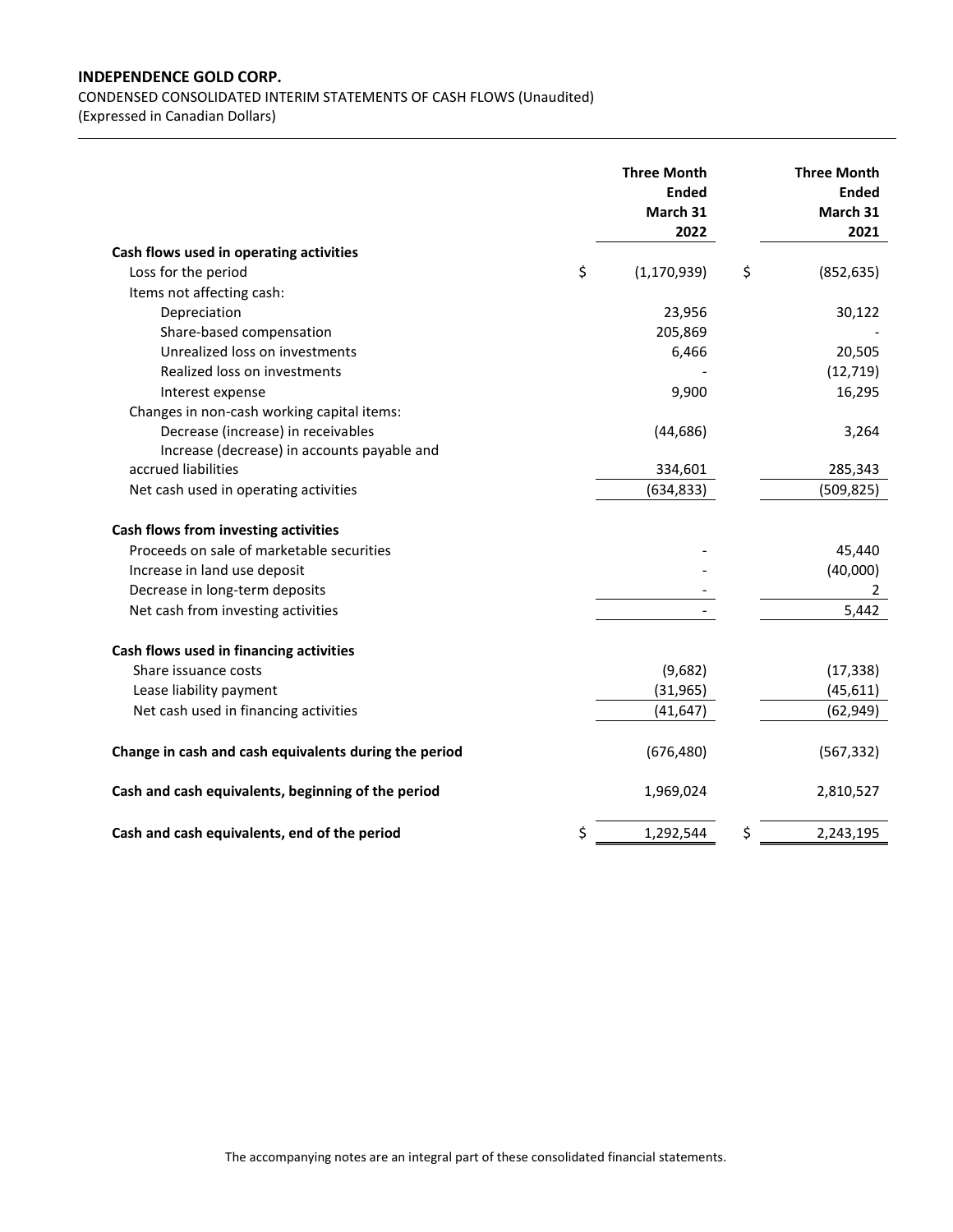**INDEPENDENCE GOLD CORP.**

CONDENSED CONSOLIDATED INTERIM STATEMENTS OF CASH FLOWS (Unaudited)
(Expressed in Canadian Dollars)

| | Three Month Ended March 31 2022 | Three Month Ended March 31 2021 |
|---|---|---|
| **Cash flows used in operating activities** | | |
| Loss for the period | $ (1,170,939) | $ (852,635) |
| Items not affecting cash: | | |
| Depreciation | 23,956 | 30,122 |
| Share-based compensation | 205,869 | - |
| Unrealized loss on investments | 6,466 | 20,505 |
| Realized loss on investments | - | (12,719) |
| Interest expense | 9,900 | 16,295 |
| Changes in non-cash working capital items: | | |
| Decrease (increase) in receivables | (44,686) | 3,264 |
| Increase (decrease) in accounts payable and accrued liabilities | 334,601 | 285,343 |
| Net cash used in operating activities | (634,833) | (509,825) |
| **Cash flows from investing activities** | | |
| Proceeds on sale of marketable securities | - | 45,440 |
| Increase in land use deposit | - | (40,000) |
| Decrease in long-term deposits | - | 2 |
| Net cash from investing activities | - | 5,442 |
| **Cash flows used in financing activities** | | |
| Share issuance costs | (9,682) | (17,338) |
| Lease liability payment | (31,965) | (45,611) |
| Net cash used in financing activities | (41,647) | (62,949) |
| **Change in cash and cash equivalents during the period** | (676,480) | (567,332) |
| **Cash and cash equivalents, beginning of the period** | 1,969,024 | 2,810,527 |
| **Cash and cash equivalents, end of the period** | $ 1,292,544 | $ 2,243,195 |

The accompanying notes are an integral part of these consolidated financial statements.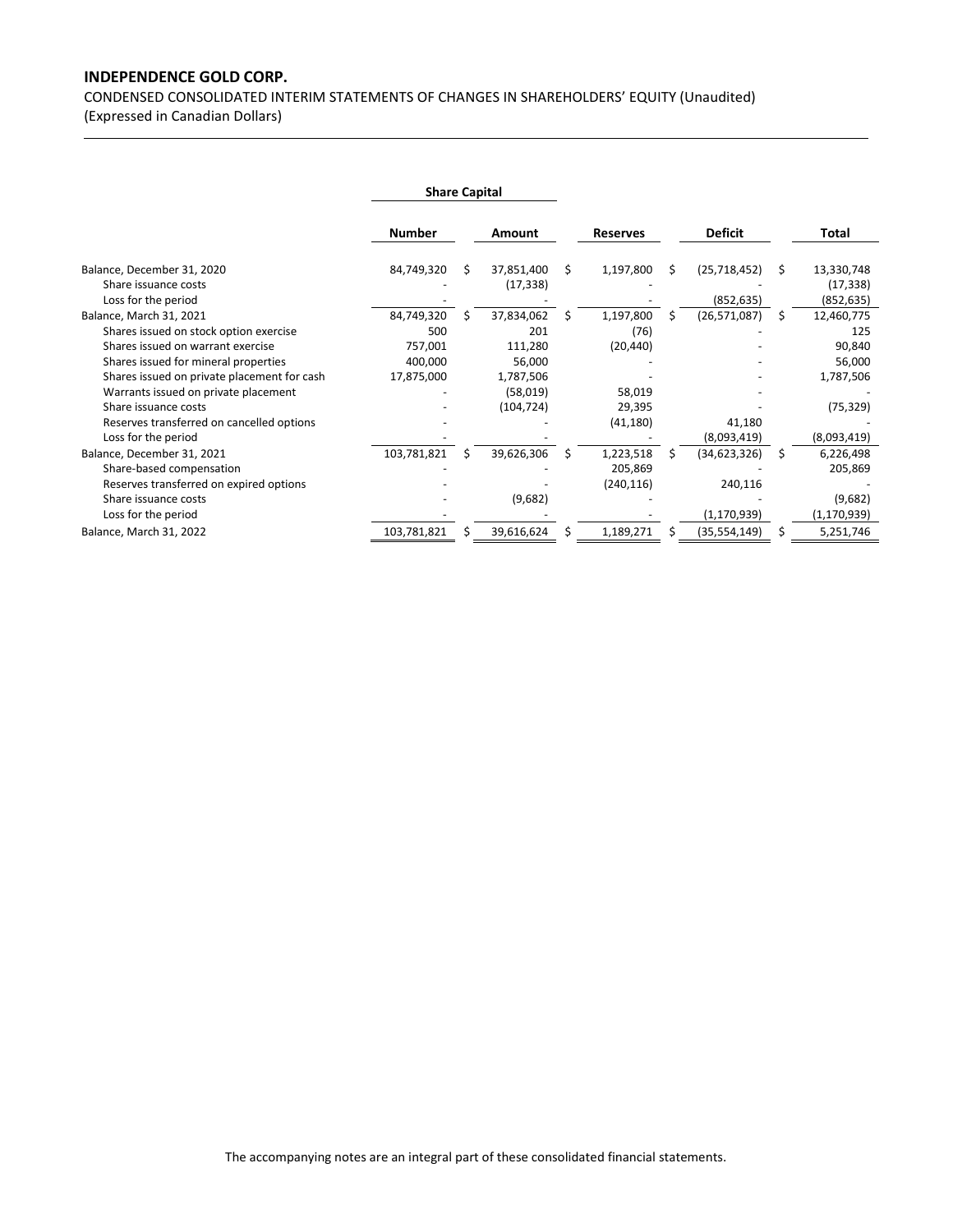**INDEPENDENCE GOLD CORP.**

CONDENSED CONSOLIDATED INTERIM STATEMENTS OF CHANGES IN SHAREHOLDERS' EQUITY (Unaudited)
(Expressed in Canadian Dollars)

| | Share Capital | | | | |
|---|---|---|---|---|---|
| | Number | Amount | Reserves | Deficit | Total |
| Balance, December 31, 2020 | 84,749,320 | $ 37,851,400 | $ 1,197,800 | $ (25,718,452) | $ 13,330,748 |
| Share issuance costs | - | (17,338) | - | - | (17,338) |
| Loss for the period | - | - | - | (852,635) | (852,635) |
| Balance, March 31, 2021 | 84,749,320 | $ 37,834,062 | $ 1,197,800 | $ (26,571,087) | $ 12,460,775 |
| Shares issued on stock option exercise | 500 | 201 | (76) | - | 125 |
| Shares issued on warrant exercise | 757,001 | 111,280 | (20,440) | - | 90,840 |
| Shares issued for mineral properties | 400,000 | 56,000 | - | - | 56,000 |
| Shares issued on private placement for cash | 17,875,000 | 1,787,506 | - | - | 1,787,506 |
| Warrants issued on private placement | - | (58,019) | 58,019 | - | - |
| Share issuance costs | - | (104,724) | 29,395 | - | (75,329) |
| Reserves transferred on cancelled options | - | - | (41,180) | 41,180 | - |
| Loss for the period | - | - | - | (8,093,419) | (8,093,419) |
| Balance, December 31, 2021 | 103,781,821 | $ 39,626,306 | $ 1,223,518 | $ (34,623,326) | $ 6,226,498 |
| Share-based compensation | - | - | 205,869 | - | 205,869 |
| Reserves transferred on expired options | - | - | (240,116) | 240,116 | - |
| Share issuance costs | - | (9,682) | - | - | (9,682) |
| Loss for the period | - | - | - | (1,170,939) | (1,170,939) |
| Balance, March 31, 2022 | 103,781,821 | $ 39,616,624 | $ 1,189,271 | $ (35,554,149) | $ 5,251,746 |

The accompanying notes are an integral part of these consolidated financial statements.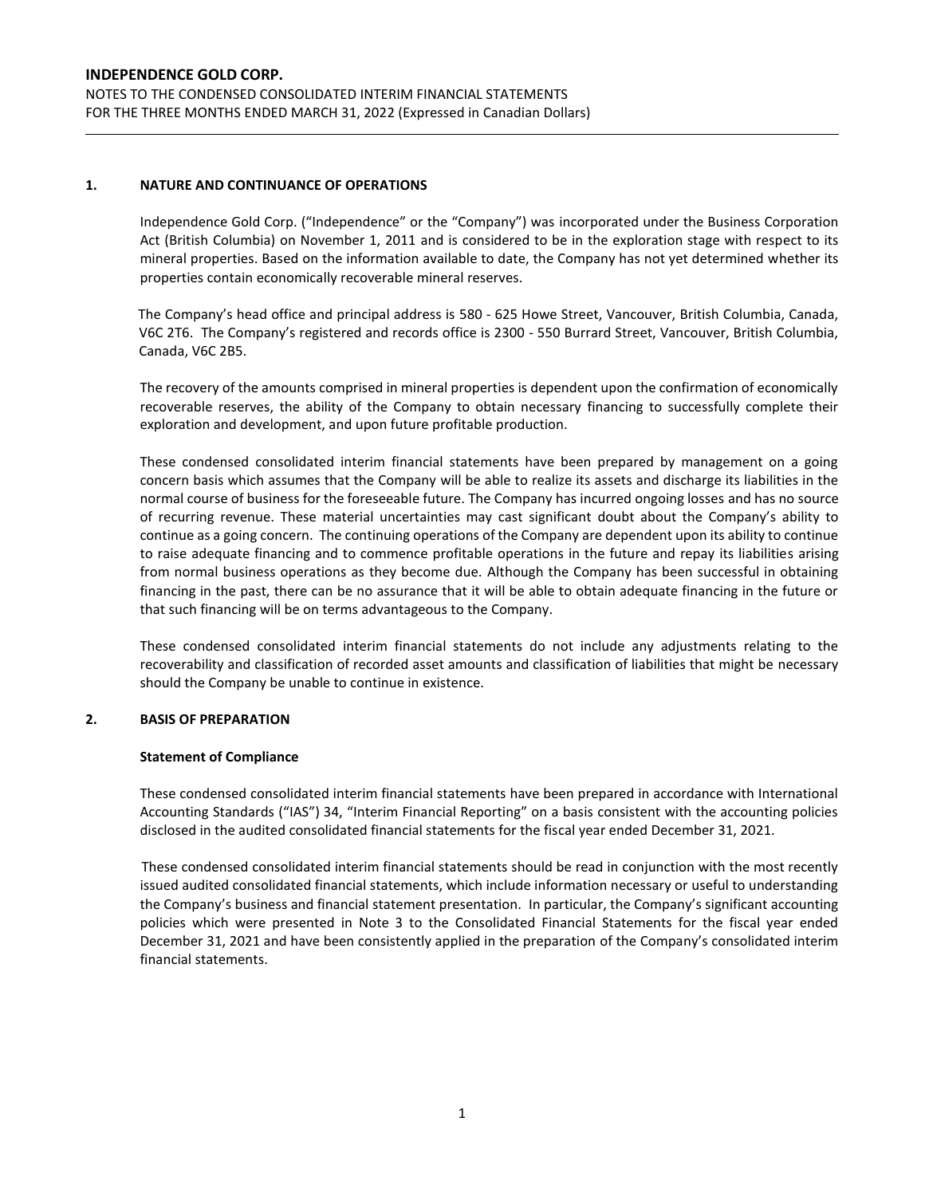## 1. NATURE AND CONTINUANCE OF OPERATIONS

Independence Gold Corp. ("Independence" or the "Company") was incorporated under the Business Corporation Act (British Columbia) on November 1, 2011 and is considered to be in the exploration stage with respect to its mineral properties. Based on the information available to date, the Company has not yet determined whether its properties contain economically recoverable mineral reserves.

The Company's head office and principal address is 580 - 625 Howe Street, Vancouver, British Columbia, Canada, V6C 2T6. The Company's registered and records office is 2300 - 550 Burrard Street, Vancouver, British Columbia, Canada, V6C 2B5.

The recovery of the amounts comprised in mineral properties is dependent upon the confirmation of economically recoverable reserves, the ability of the Company to obtain necessary financing to successfully complete their exploration and development, and upon future profitable production.

These condensed consolidated interim financial statements have been prepared by management on a going concern basis which assumes that the Company will be able to realize its assets and discharge its liabilities in the normal course of business for the foreseeable future. The Company has incurred ongoing losses and has no source of recurring revenue. These material uncertainties may cast significant doubt about the Company's ability to continue as a going concern. The continuing operations of the Company are dependent upon its ability to continue to raise adequate financing and to commence profitable operations in the future and repay its liabilities arising from normal business operations as they become due. Although the Company has been successful in obtaining financing in the past, there can be no assurance that it will be able to obtain adequate financing in the future or that such financing will be on terms advantageous to the Company.

These condensed consolidated interim financial statements do not include any adjustments relating to the recoverability and classification of recorded asset amounts and classification of liabilities that might be necessary should the Company be unable to continue in existence.

## 2. BASIS OF PREPARATION

### Statement of Compliance

These condensed consolidated interim financial statements have been prepared in accordance with International Accounting Standards ("IAS") 34, "Interim Financial Reporting" on a basis consistent with the accounting policies disclosed in the audited consolidated financial statements for the fiscal year ended December 31, 2021.

These condensed consolidated interim financial statements should be read in conjunction with the most recently issued audited consolidated financial statements, which include information necessary or useful to understanding the Company's business and financial statement presentation. In particular, the Company's significant accounting policies which were presented in Note 3 to the Consolidated Financial Statements for the fiscal year ended December 31, 2021 and have been consistently applied in the preparation of the Company's consolidated interim financial statements.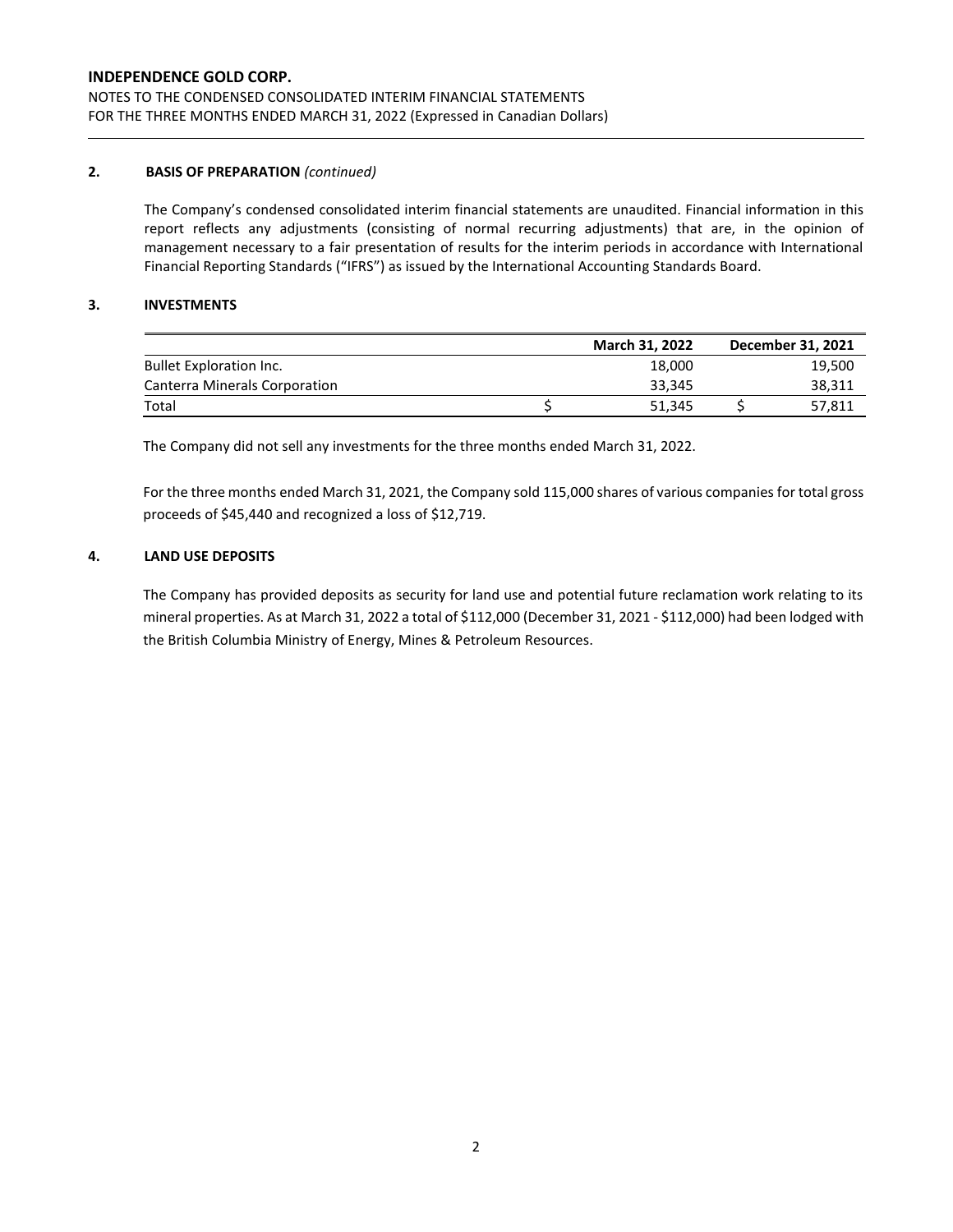## 2. BASIS OF PREPARATION *(continued)*

The Company's condensed consolidated interim financial statements are unaudited. Financial information in this report reflects any adjustments (consisting of normal recurring adjustments) that are, in the opinion of management necessary to a fair presentation of results for the interim periods in accordance with International Financial Reporting Standards ("IFRS") as issued by the International Accounting Standards Board.

## 3. INVESTMENTS

| | March 31, 2022 | December 31, 2021 |
|---|---|---|
| Bullet Exploration Inc. | 18,000 | 19,500 |
| Canterra Minerals Corporation | 33,345 | 38,311 |
| Total | $ 51,345 | $ 57,811 |

The Company did not sell any investments for the three months ended March 31, 2022.

For the three months ended March 31, 2021, the Company sold 115,000 shares of various companies for total gross proceeds of $45,440 and recognized a loss of $12,719.

## 4. LAND USE DEPOSITS

The Company has provided deposits as security for land use and potential future reclamation work relating to its mineral properties. As at March 31, 2022 a total of $112,000 (December 31, 2021 - $112,000) had been lodged with the British Columbia Ministry of Energy, Mines & Petroleum Resources.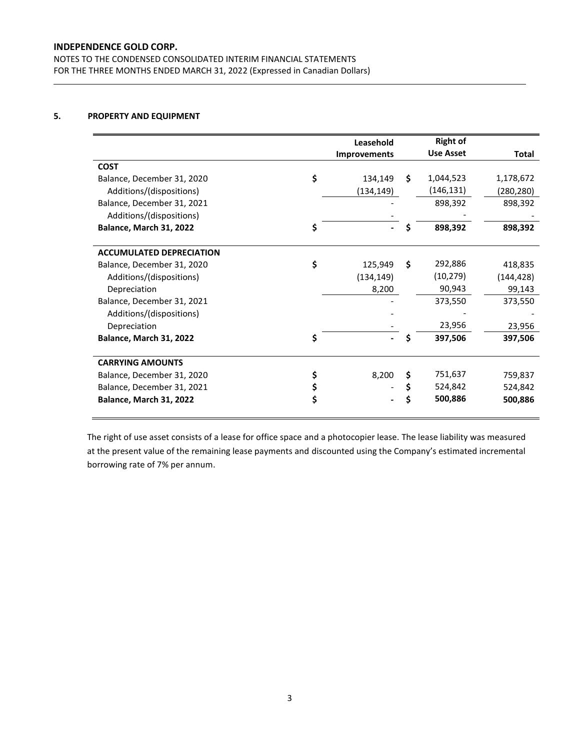## 5. PROPERTY AND EQUIPMENT

| | Leasehold Improvements | Right of Use Asset | Total |
|---|---|---|---|
| **COST** | | | |
| Balance, December 31, 2020 | $ 134,149 | $ 1,044,523 | 1,178,672 |
| Additions/(dispositions) | (134,149) | (146,131) | (280,280) |
| Balance, December 31, 2021 | - | 898,392 | 898,392 |
| Additions/(dispositions) | - | - | - |
| **Balance, March 31, 2022** | **$ -** | **$ 898,392** | **898,392** |
| **ACCUMULATED DEPRECIATION** | | | |
| Balance, December 31, 2020 | $ 125,949 | $ 292,886 | 418,835 |
| Additions/(dispositions) | (134,149) | (10,279) | (144,428) |
| Depreciation | 8,200 | 90,943 | 99,143 |
| Balance, December 31, 2021 | - | 373,550 | 373,550 |
| Additions/(dispositions) | - | - | - |
| Depreciation | - | 23,956 | 23,956 |
| **Balance, March 31, 2022** | **$ -** | **$ 397,506** | **397,506** |
| **CARRYING AMOUNTS** | | | |
| Balance, December 31, 2020 | $ 8,200 | $ 751,637 | 759,837 |
| Balance, December 31, 2021 | $ - | $ 524,842 | 524,842 |
| **Balance, March 31, 2022** | **$ -** | **$ 500,886** | **500,886** |

The right of use asset consists of a lease for office space and a photocopier lease. The lease liability was measured at the present value of the remaining lease payments and discounted using the Company's estimated incremental borrowing rate of 7% per annum.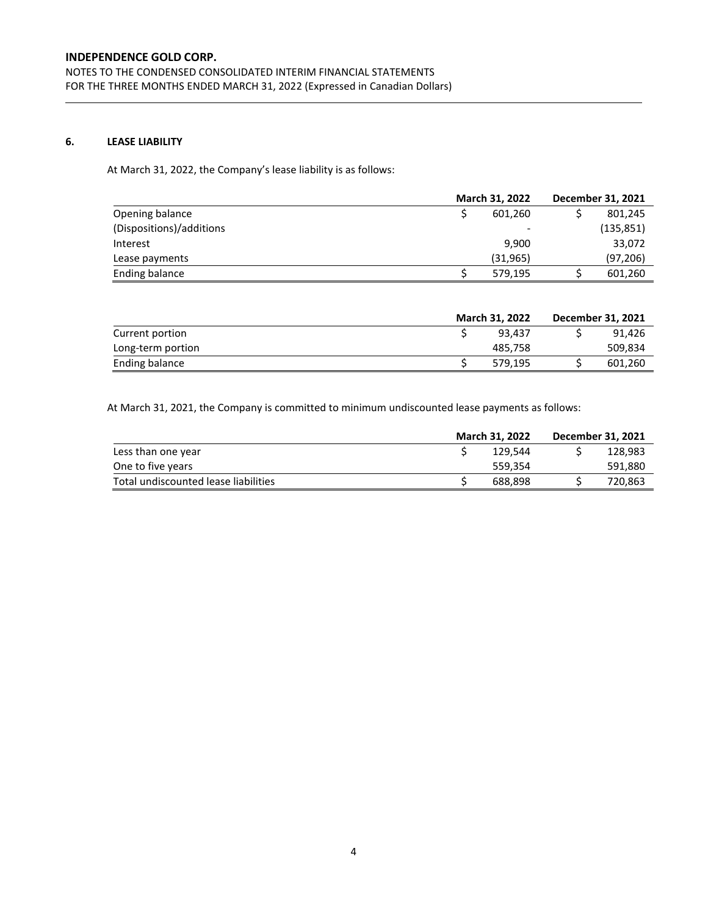## 6. LEASE LIABILITY

At March 31, 2022, the Company's lease liability is as follows:

| | March 31, 2022 | December 31, 2021 |
|---|---|---|
| Opening balance | $ 601,260 | $ 801,245 |
| (Dispositions)/additions | - | (135,851) |
| Interest | 9,900 | 33,072 |
| Lease payments | (31,965) | (97,206) |
| Ending balance | $ 579,195 | $ 601,260 |

| | March 31, 2022 | December 31, 2021 |
|---|---|---|
| Current portion | $ 93,437 | $ 91,426 |
| Long-term portion | 485,758 | 509,834 |
| Ending balance | $ 579,195 | $ 601,260 |

At March 31, 2021, the Company is committed to minimum undiscounted lease payments as follows:

| | March 31, 2022 | December 31, 2021 |
|---|---|---|
| Less than one year | $ 129,544 | $ 128,983 |
| One to five years | 559,354 | 591,880 |
| Total undiscounted lease liabilities | $ 688,898 | $ 720,863 |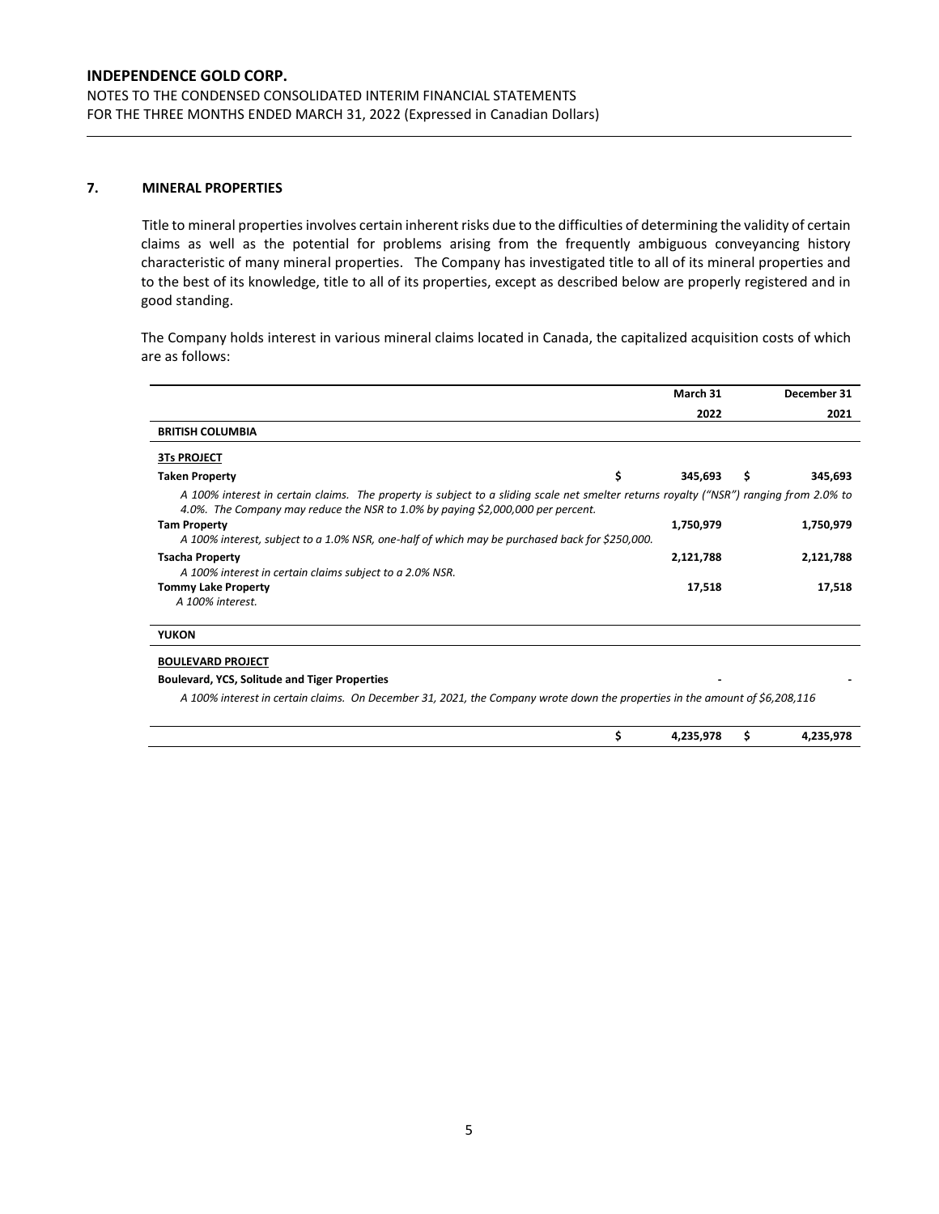## 7. MINERAL PROPERTIES

Title to mineral properties involves certain inherent risks due to the difficulties of determining the validity of certain claims as well as the potential for problems arising from the frequently ambiguous conveyancing history characteristic of many mineral properties. The Company has investigated title to all of its mineral properties and to the best of its knowledge, title to all of its properties, except as described below are properly registered and in good standing.

The Company holds interest in various mineral claims located in Canada, the capitalized acquisition costs of which are as follows:

| | March 31 2022 | December 31 2021 |
|---|---|---|
| **BRITISH COLUMBIA** | | |
| **3Ts PROJECT** | | |
| **Taken Property** | $ 345,693 | $ 345,693 |
| *A 100% interest in certain claims. The property is subject to a sliding scale net smelter returns royalty ("NSR") ranging from 2.0% to 4.0%. The Company may reduce the NSR to 1.0% by paying $2,000,000 per percent.* | | |
| **Tam Property** | 1,750,979 | 1,750,979 |
| *A 100% interest, subject to a 1.0% NSR, one-half of which may be purchased back for $250,000.* | | |
| **Tsacha Property** | 2,121,788 | 2,121,788 |
| *A 100% interest in certain claims subject to a 2.0% NSR.* | | |
| **Tommy Lake Property** | 17,518 | 17,518 |
| *A 100% interest.* | | |
| **YUKON** | | |
| **BOULEVARD PROJECT** | | |
| **Boulevard, YCS, Solitude and Tiger Properties** | - | - |
| *A 100% interest in certain claims. On December 31, 2021, the Company wrote down the properties in the amount of $6,208,116* | | |
| | $ 4,235,978 | $ 4,235,978 |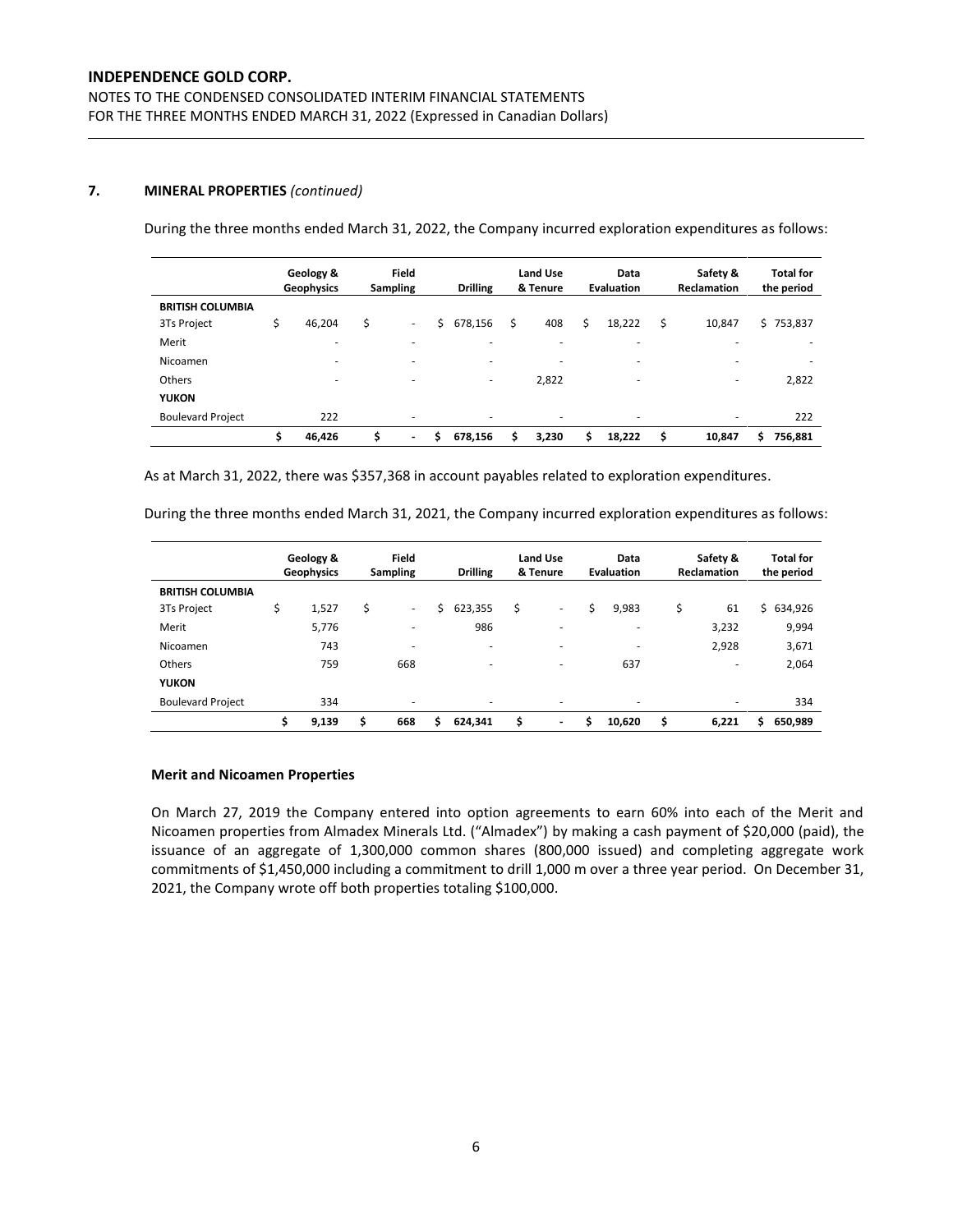## 7. MINERAL PROPERTIES *(continued)*

During the three months ended March 31, 2022, the Company incurred exploration expenditures as follows:

| | Geology & Geophysics | Field Sampling | Drilling | Land Use & Tenure | Data Evaluation | Safety & Reclamation | Total for the period |
|---|---|---|---|---|---|---|---|
| **BRITISH COLUMBIA** | | | | | | | |
| 3Ts Project | $ 46,204 | $ - | $ 678,156 | $ 408 | $ 18,222 | $ 10,847 | $ 753,837 |
| Merit | - | - | - | - | - | - | - |
| Nicoamen | - | - | - | - | - | - | - |
| Others | - | - | - | 2,822 | - | - | 2,822 |
| **YUKON** | | | | | | | |
| Boulevard Project | 222 | - | - | - | - | - | 222 |
| | **$ 46,426** | **$ -** | **$ 678,156** | **$ 3,230** | **$ 18,222** | **$ 10,847** | **$ 756,881** |

As at March 31, 2022, there was $357,368 in account payables related to exploration expenditures.

During the three months ended March 31, 2021, the Company incurred exploration expenditures as follows:

| | Geology & Geophysics | Field Sampling | Drilling | Land Use & Tenure | Data Evaluation | Safety & Reclamation | Total for the period |
|---|---|---|---|---|---|---|---|
| **BRITISH COLUMBIA** | | | | | | | |
| 3Ts Project | $ 1,527 | $ - | $ 623,355 | $ - | $ 9,983 | $ 61 | $ 634,926 |
| Merit | 5,776 | - | 986 | - | - | 3,232 | 9,994 |
| Nicoamen | 743 | - | - | - | - | 2,928 | 3,671 |
| Others | 759 | 668 | - | - | 637 | - | 2,064 |
| **YUKON** | | | | | | | |
| Boulevard Project | 334 | - | - | - | - | - | 334 |
| | **$ 9,139** | **$ 668** | **$ 624,341** | **$ -** | **$ 10,620** | **$ 6,221** | **$ 650,989** |

### Merit and Nicoamen Properties

On March 27, 2019 the Company entered into option agreements to earn 60% into each of the Merit and Nicoamen properties from Almadex Minerals Ltd. ("Almadex") by making a cash payment of $20,000 (paid), the issuance of an aggregate of 1,300,000 common shares (800,000 issued) and completing aggregate work commitments of $1,450,000 including a commitment to drill 1,000 m over a three year period. On December 31, 2021, the Company wrote off both properties totaling $100,000.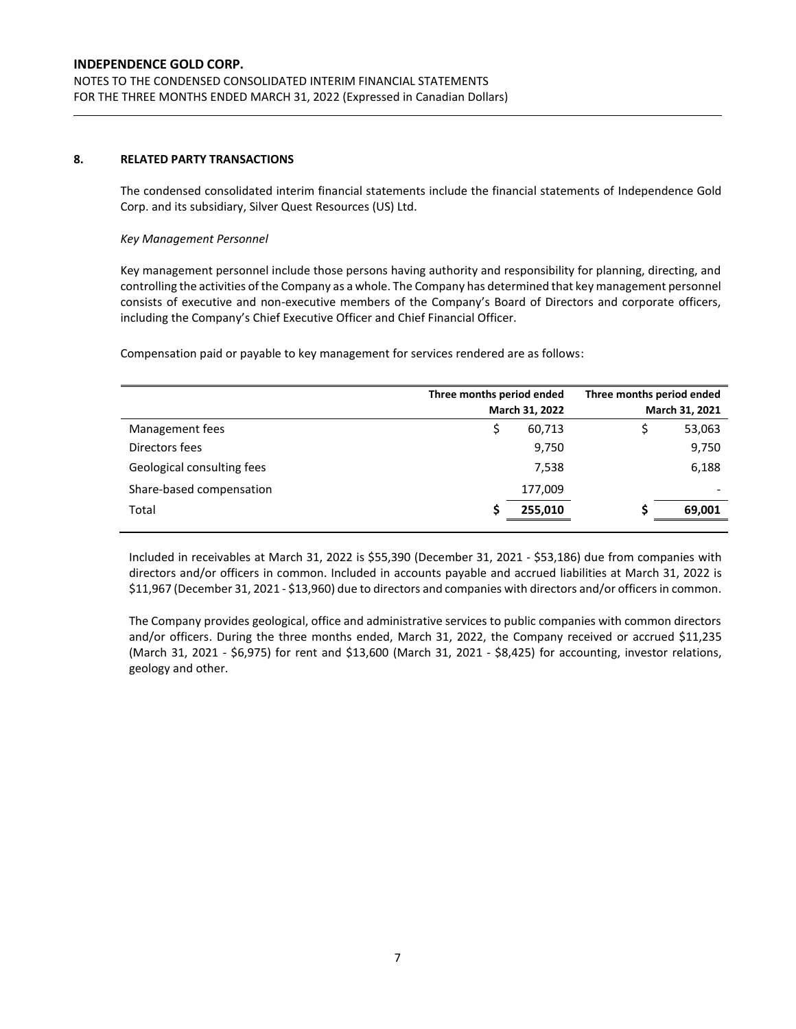## 8. RELATED PARTY TRANSACTIONS

The condensed consolidated interim financial statements include the financial statements of Independence Gold Corp. and its subsidiary, Silver Quest Resources (US) Ltd.

*Key Management Personnel*

Key management personnel include those persons having authority and responsibility for planning, directing, and controlling the activities of the Company as a whole. The Company has determined that key management personnel consists of executive and non-executive members of the Company's Board of Directors and corporate officers, including the Company's Chief Executive Officer and Chief Financial Officer.

Compensation paid or payable to key management for services rendered are as follows:

| | Three months period ended March 31, 2022 | Three months period ended March 31, 2021 |
|---|---|---|
| Management fees | $ 60,713 | $ 53,063 |
| Directors fees | 9,750 | 9,750 |
| Geological consulting fees | 7,538 | 6,188 |
| Share-based compensation | 177,009 | - |
| Total | **$ 255,010** | **$ 69,001** |

Included in receivables at March 31, 2022 is $55,390 (December 31, 2021 - $53,186) due from companies with directors and/or officers in common. Included in accounts payable and accrued liabilities at March 31, 2022 is $11,967 (December 31, 2021 - $13,960) due to directors and companies with directors and/or officers in common.

The Company provides geological, office and administrative services to public companies with common directors and/or officers. During the three months ended, March 31, 2022, the Company received or accrued $11,235 (March 31, 2021 - $6,975) for rent and $13,600 (March 31, 2021 - $8,425) for accounting, investor relations, geology and other.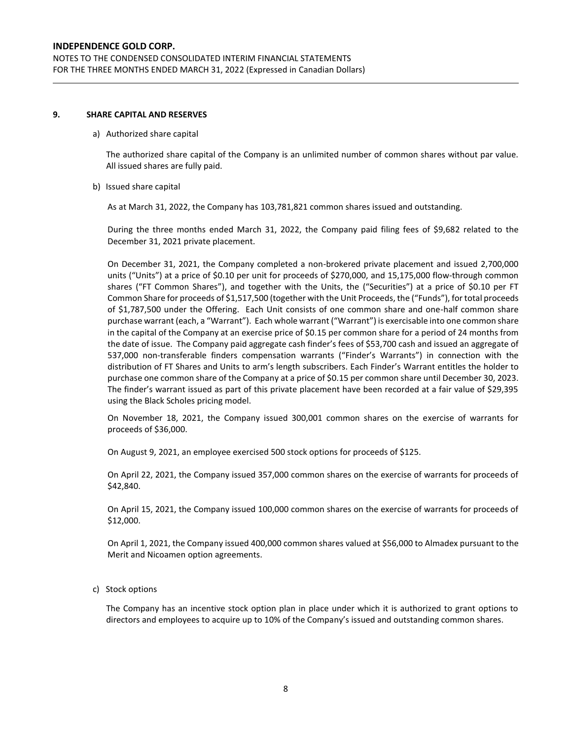## 9. SHARE CAPITAL AND RESERVES

a) Authorized share capital

The authorized share capital of the Company is an unlimited number of common shares without par value. All issued shares are fully paid.

b) Issued share capital

As at March 31, 2022, the Company has 103,781,821 common shares issued and outstanding.

During the three months ended March 31, 2022, the Company paid filing fees of $9,682 related to the December 31, 2021 private placement.

On December 31, 2021, the Company completed a non-brokered private placement and issued 2,700,000 units ("Units") at a price of $0.10 per unit for proceeds of $270,000, and 15,175,000 flow-through common shares ("FT Common Shares"), and together with the Units, the ("Securities") at a price of $0.10 per FT Common Share for proceeds of $1,517,500 (together with the Unit Proceeds, the ("Funds"), for total proceeds of $1,787,500 under the Offering. Each Unit consists of one common share and one-half common share purchase warrant (each, a "Warrant"). Each whole warrant ("Warrant") is exercisable into one common share in the capital of the Company at an exercise price of $0.15 per common share for a period of 24 months from the date of issue. The Company paid aggregate cash finder's fees of $53,700 cash and issued an aggregate of 537,000 non-transferable finders compensation warrants ("Finder's Warrants") in connection with the distribution of FT Shares and Units to arm's length subscribers. Each Finder's Warrant entitles the holder to purchase one common share of the Company at a price of $0.15 per common share until December 30, 2023. The finder's warrant issued as part of this private placement have been recorded at a fair value of $29,395 using the Black Scholes pricing model.

On November 18, 2021, the Company issued 300,001 common shares on the exercise of warrants for proceeds of $36,000.

On August 9, 2021, an employee exercised 500 stock options for proceeds of $125.

On April 22, 2021, the Company issued 357,000 common shares on the exercise of warrants for proceeds of $42,840.

On April 15, 2021, the Company issued 100,000 common shares on the exercise of warrants for proceeds of $12,000.

On April 1, 2021, the Company issued 400,000 common shares valued at $56,000 to Almadex pursuant to the Merit and Nicoamen option agreements.

c) Stock options

The Company has an incentive stock option plan in place under which it is authorized to grant options to directors and employees to acquire up to 10% of the Company's issued and outstanding common shares.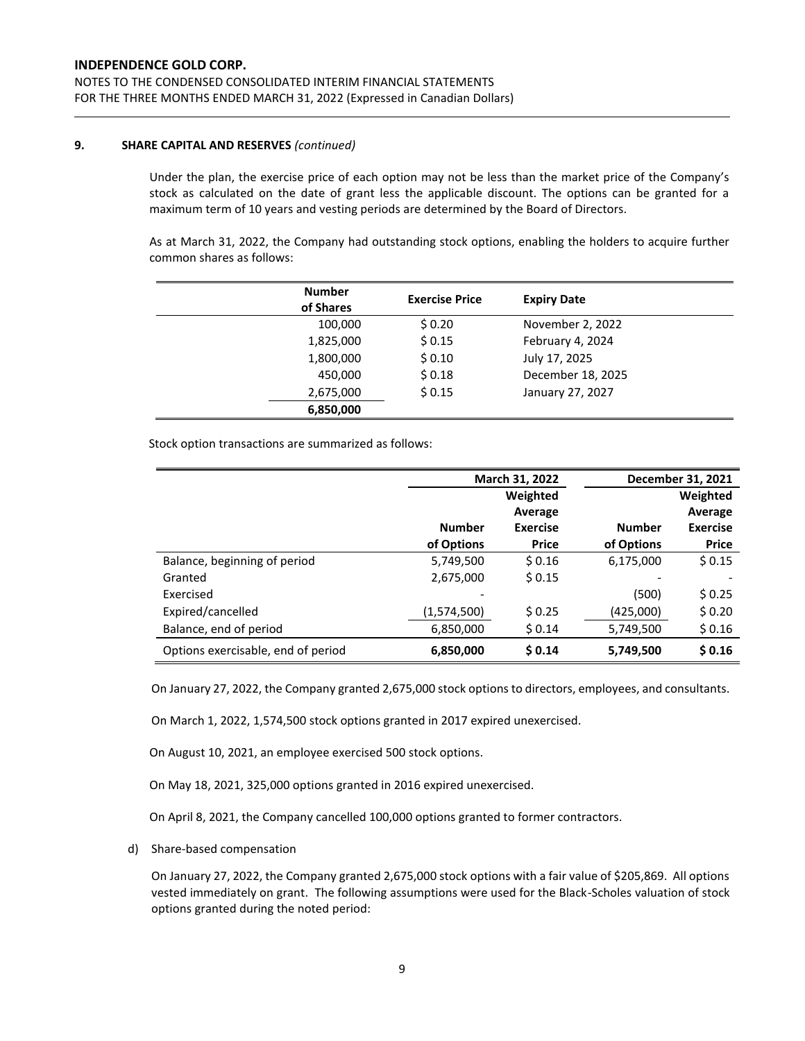### 9. SHARE CAPITAL AND RESERVES *(continued)*

Under the plan, the exercise price of each option may not be less than the market price of the Company's stock as calculated on the date of grant less the applicable discount. The options can be granted for a maximum term of 10 years and vesting periods are determined by the Board of Directors.

As at March 31, 2022, the Company had outstanding stock options, enabling the holders to acquire further common shares as follows:

| Number of Shares | Exercise Price | Expiry Date |
|---|---|---|
| 100,000 | $ 0.20 | November 2, 2022 |
| 1,825,000 | $ 0.15 | February 4, 2024 |
| 1,800,000 | $ 0.10 | July 17, 2025 |
| 450,000 | $ 0.18 | December 18, 2025 |
| 2,675,000 | $ 0.15 | January 27, 2027 |
| **6,850,000** | | |

Stock option transactions are summarized as follows:

| | March 31, 2022 | | December 31, 2021 | |
|---|---|---|---|---|
| | Number of Options | Weighted Average Exercise Price | Number of Options | Weighted Average Exercise Price |
| Balance, beginning of period | 5,749,500 | $ 0.16 | 6,175,000 | $ 0.15 |
| Granted | 2,675,000 | $ 0.15 | - | - |
| Exercised | - | | (500) | $ 0.25 |
| Expired/cancelled | (1,574,500) | $ 0.25 | (425,000) | $ 0.20 |
| Balance, end of period | 6,850,000 | $ 0.14 | 5,749,500 | $ 0.16 |
| Options exercisable, end of period | **6,850,000** | **$ 0.14** | **5,749,500** | **$ 0.16** |

On January 27, 2022, the Company granted 2,675,000 stock options to directors, employees, and consultants.

On March 1, 2022, 1,574,500 stock options granted in 2017 expired unexercised.

On August 10, 2021, an employee exercised 500 stock options.

On May 18, 2021, 325,000 options granted in 2016 expired unexercised.

On April 8, 2021, the Company cancelled 100,000 options granted to former contractors.

d) Share-based compensation

On January 27, 2022, the Company granted 2,675,000 stock options with a fair value of $205,869. All options vested immediately on grant. The following assumptions were used for the Black-Scholes valuation of stock options granted during the noted period: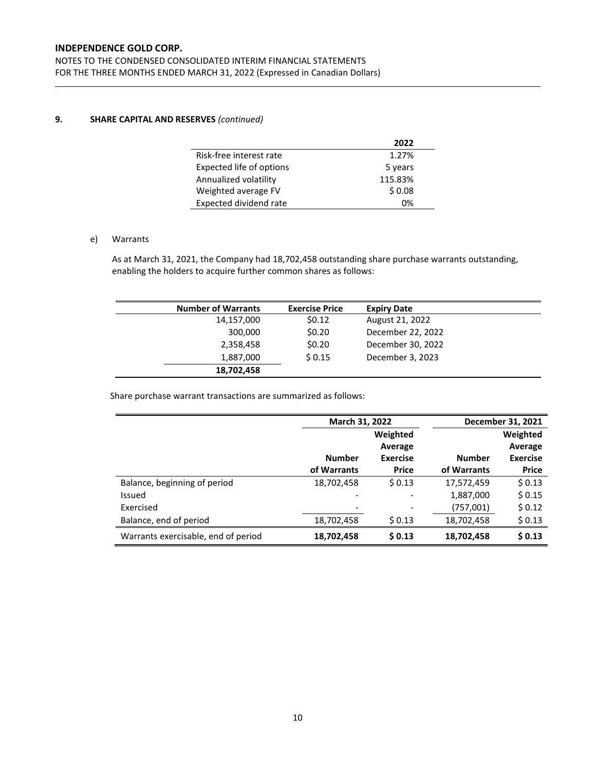**9. SHARE CAPITAL AND RESERVES** *(continued)*

| | 2022 |
|---|---|
| Risk-free interest rate | 1.27% |
| Expected life of options | 5 years |
| Annualized volatility | 115.83% |
| Weighted average FV | $ 0.08 |
| Expected dividend rate | 0% |

e) Warrants

As at March 31, 2021, the Company had 18,702,458 outstanding share purchase warrants outstanding, enabling the holders to acquire further common shares as follows:

| Number of Warrants | Exercise Price | Expiry Date |
|---|---|---|
| 14,157,000 | $0.12 | August 21, 2022 |
| 300,000 | $0.20 | December 22, 2022 |
| 2,358,458 | $0.20 | December 30, 2022 |
| 1,887,000 | $ 0.15 | December 3, 2023 |
| **18,702,458** | | |

Share purchase warrant transactions are summarized as follows:

| | March 31, 2022 | | December 31, 2021 | |
|---|---|---|---|---|
| | Number of Warrants | Weighted Average Exercise Price | Number of Warrants | Weighted Average Exercise Price |
| Balance, beginning of period | 18,702,458 | $ 0.13 | 17,572,459 | $ 0.13 |
| Issued | - | - | 1,887,000 | $ 0.15 |
| Exercised | - | - | (757,001) | $ 0.12 |
| Balance, end of period | 18,702,458 | $ 0.13 | 18,702,458 | $ 0.13 |
| Warrants exercisable, end of period | **18,702,458** | **$ 0.13** | **18,702,458** | **$ 0.13** |